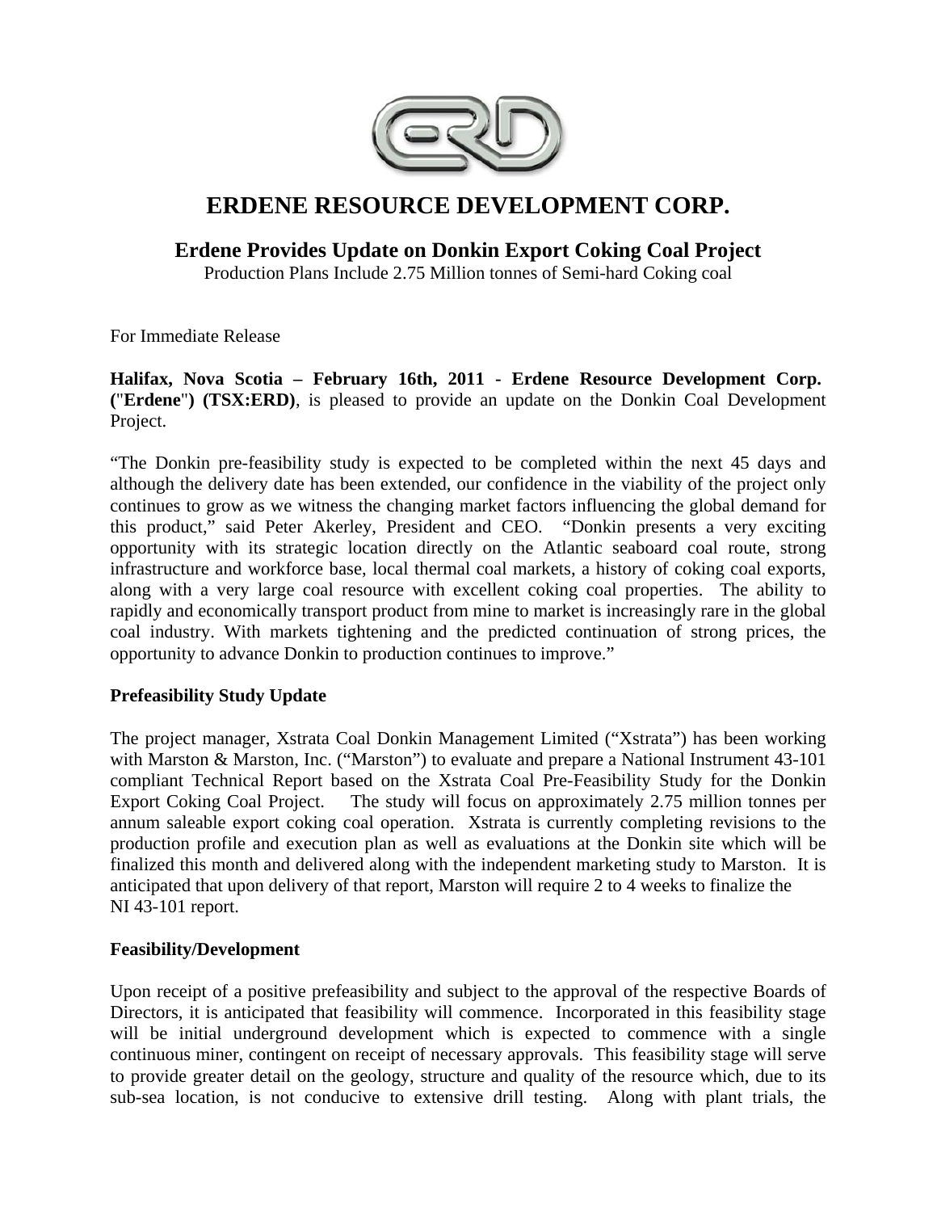# ERDENE RESOURCE DEVELOPMENT CORP.

## Erdene Provides Update on Donkin Export Coking Coal Project

Production Plans Include 2.75 Million tonnes of Semi-hard Coking coal

For Immediate Release

**Halifax, Nova Scotia – February 16th, 2011 - Erdene Resource Development Corp. ("Erdene") (TSX:ERD)**, is pleased to provide an update on the Donkin Coal Development Project.

"The Donkin pre-feasibility study is expected to be completed within the next 45 days and although the delivery date has been extended, our confidence in the viability of the project only continues to grow as we witness the changing market factors influencing the global demand for this product," said Peter Akerley, President and CEO. "Donkin presents a very exciting opportunity with its strategic location directly on the Atlantic seaboard coal route, strong infrastructure and workforce base, local thermal coal markets, a history of coking coal exports, along with a very large coal resource with excellent coking coal properties. The ability to rapidly and economically transport product from mine to market is increasingly rare in the global coal industry. With markets tightening and the predicted continuation of strong prices, the opportunity to advance Donkin to production continues to improve."

### Prefeasibility Study Update

The project manager, Xstrata Coal Donkin Management Limited ("Xstrata") has been working with Marston & Marston, Inc. ("Marston") to evaluate and prepare a National Instrument 43-101 compliant Technical Report based on the Xstrata Coal Pre-Feasibility Study for the Donkin Export Coking Coal Project. The study will focus on approximately 2.75 million tonnes per annum saleable export coking coal operation. Xstrata is currently completing revisions to the production profile and execution plan as well as evaluations at the Donkin site which will be finalized this month and delivered along with the independent marketing study to Marston. It is anticipated that upon delivery of that report, Marston will require 2 to 4 weeks to finalize the NI 43-101 report.

### Feasibility/Development

Upon receipt of a positive prefeasibility and subject to the approval of the respective Boards of Directors, it is anticipated that feasibility will commence. Incorporated in this feasibility stage will be initial underground development which is expected to commence with a single continuous miner, contingent on receipt of necessary approvals. This feasibility stage will serve to provide greater detail on the geology, structure and quality of the resource which, due to its sub-sea location, is not conducive to extensive drill testing. Along with plant trials, the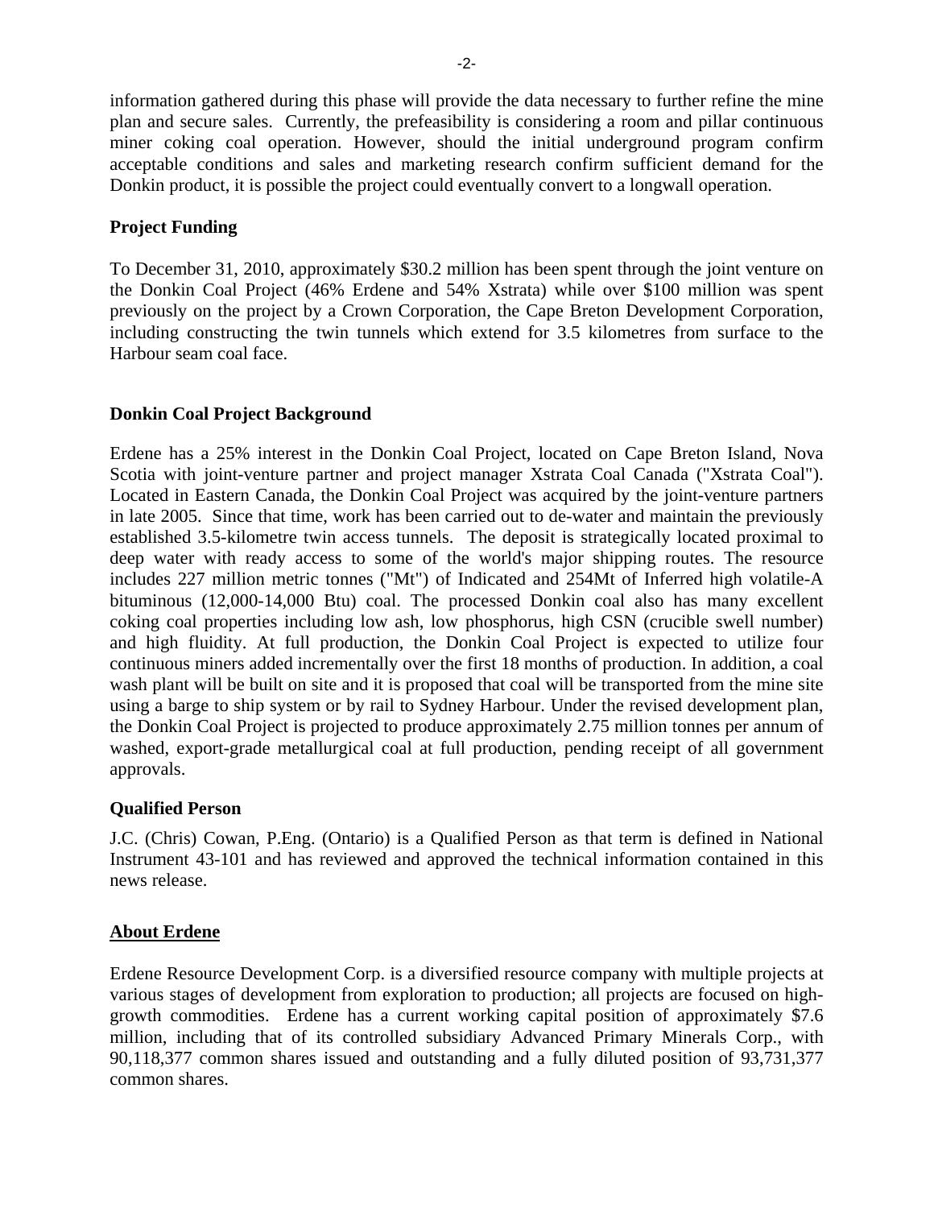information gathered during this phase will provide the data necessary to further refine the mine plan and secure sales. Currently, the prefeasibility is considering a room and pillar continuous miner coking coal operation. However, should the initial underground program confirm acceptable conditions and sales and marketing research confirm sufficient demand for the Donkin product, it is possible the project could eventually convert to a longwall operation.

**Project Funding**

To December 31, 2010, approximately $30.2 million has been spent through the joint venture on the Donkin Coal Project (46% Erdene and 54% Xstrata) while over $100 million was spent previously on the project by a Crown Corporation, the Cape Breton Development Corporation, including constructing the twin tunnels which extend for 3.5 kilometres from surface to the Harbour seam coal face.

**Donkin Coal Project Background**

Erdene has a 25% interest in the Donkin Coal Project, located on Cape Breton Island, Nova Scotia with joint-venture partner and project manager Xstrata Coal Canada ("Xstrata Coal"). Located in Eastern Canada, the Donkin Coal Project was acquired by the joint-venture partners in late 2005. Since that time, work has been carried out to de-water and maintain the previously established 3.5-kilometre twin access tunnels. The deposit is strategically located proximal to deep water with ready access to some of the world's major shipping routes. The resource includes 227 million metric tonnes ("Mt") of Indicated and 254Mt of Inferred high volatile-A bituminous (12,000-14,000 Btu) coal. The processed Donkin coal also has many excellent coking coal properties including low ash, low phosphorus, high CSN (crucible swell number) and high fluidity. At full production, the Donkin Coal Project is expected to utilize four continuous miners added incrementally over the first 18 months of production. In addition, a coal wash plant will be built on site and it is proposed that coal will be transported from the mine site using a barge to ship system or by rail to Sydney Harbour. Under the revised development plan, the Donkin Coal Project is projected to produce approximately 2.75 million tonnes per annum of washed, export-grade metallurgical coal at full production, pending receipt of all government approvals.

**Qualified Person**

J.C. (Chris) Cowan, P.Eng. (Ontario) is a Qualified Person as that term is defined in National Instrument 43-101 and has reviewed and approved the technical information contained in this news release.

**About Erdene**

Erdene Resource Development Corp. is a diversified resource company with multiple projects at various stages of development from exploration to production; all projects are focused on high-growth commodities. Erdene has a current working capital position of approximately $7.6 million, including that of its controlled subsidiary Advanced Primary Minerals Corp., with 90,118,377 common shares issued and outstanding and a fully diluted position of 93,731,377 common shares.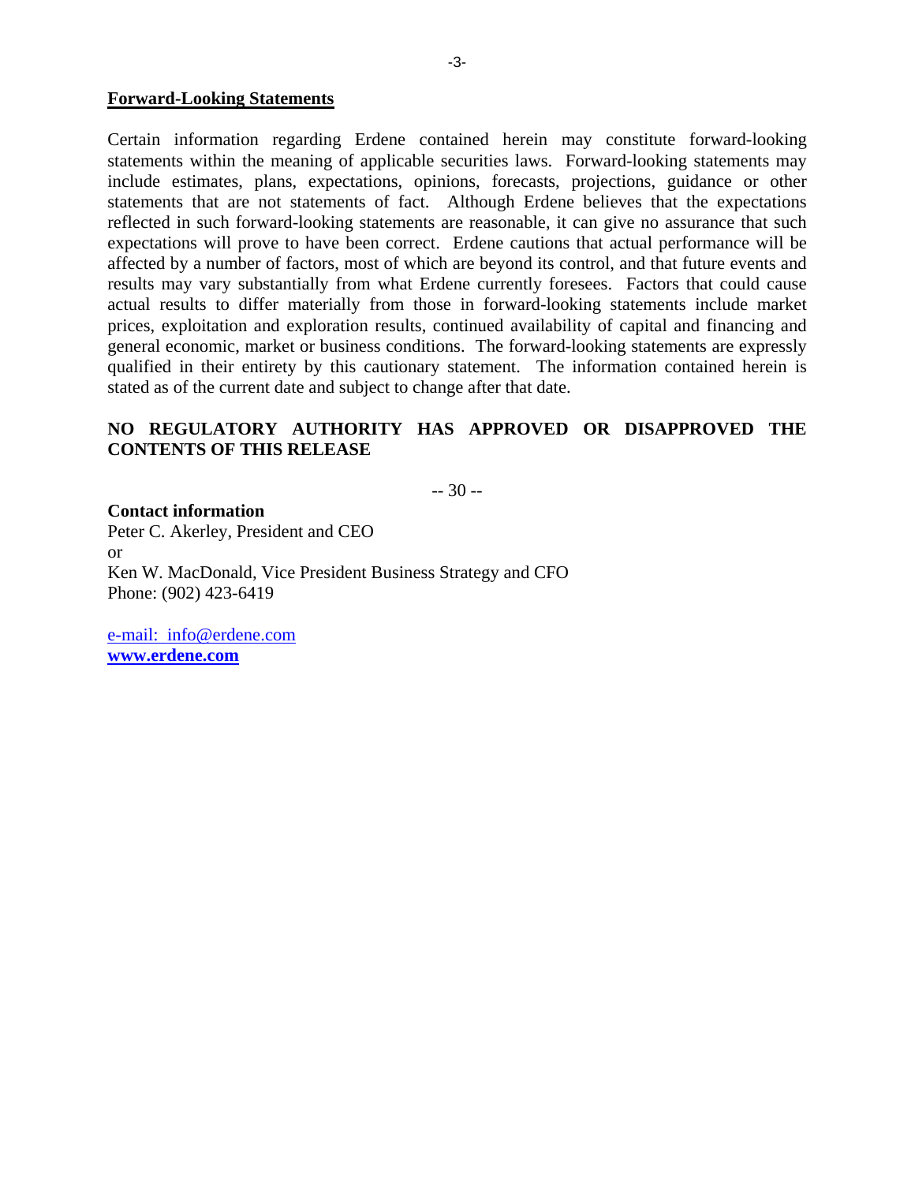## Forward-Looking Statements

Certain information regarding Erdene contained herein may constitute forward-looking statements within the meaning of applicable securities laws. Forward-looking statements may include estimates, plans, expectations, opinions, forecasts, projections, guidance or other statements that are not statements of fact. Although Erdene believes that the expectations reflected in such forward-looking statements are reasonable, it can give no assurance that such expectations will prove to have been correct. Erdene cautions that actual performance will be affected by a number of factors, most of which are beyond its control, and that future events and results may vary substantially from what Erdene currently foresees. Factors that could cause actual results to differ materially from those in forward-looking statements include market prices, exploitation and exploration results, continued availability of capital and financing and general economic, market or business conditions. The forward-looking statements are expressly qualified in their entirety by this cautionary statement. The information contained herein is stated as of the current date and subject to change after that date.

**NO REGULATORY AUTHORITY HAS APPROVED OR DISAPPROVED THE CONTENTS OF THIS RELEASE**

-- 30 --

**Contact information**
Peter C. Akerley, President and CEO
or
Ken W. MacDonald, Vice President Business Strategy and CFO
Phone: (902) 423-6419

e-mail: info@erdene.com
**www.erdene.com**